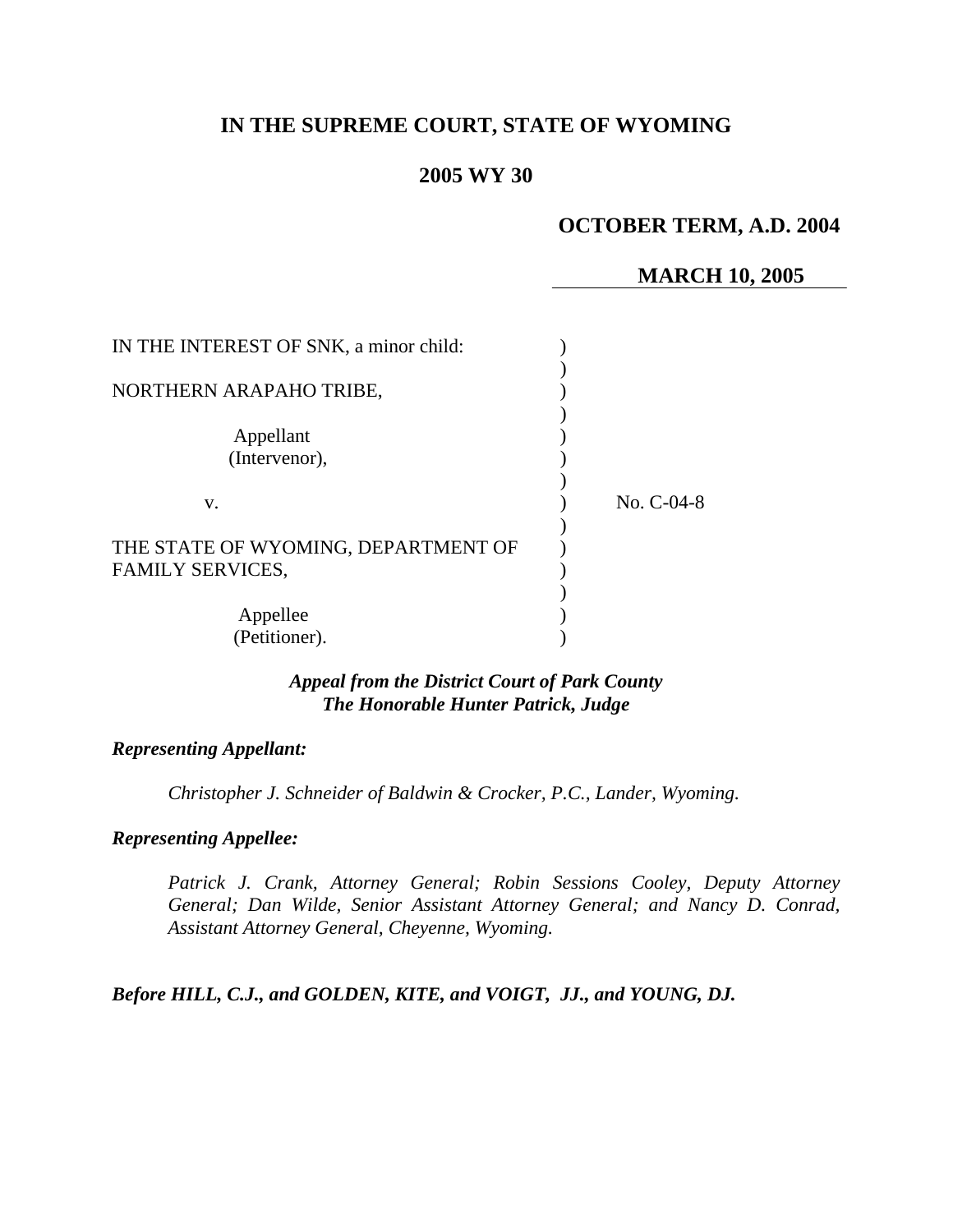**IN THE SUPREME COURT, STATE OF WYOMING**

**2005 WY 30**

**OCTOBER TERM, A.D. 2004**

**MARCH 10, 2005**

IN THE INTEREST OF SNK, a minor child:

NORTHERN ARAPAHO TRIBE,

Appellant
(Intervenor),

v.

No. C-04-8

THE STATE OF WYOMING, DEPARTMENT OF FAMILY SERVICES,

Appellee
(Petitioner).

***Appeal from the District Court of Park County***
***The Honorable Hunter Patrick, Judge***

***Representing Appellant:***

*Christopher J. Schneider of Baldwin & Crocker, P.C., Lander, Wyoming.*

***Representing Appellee:***

*Patrick J. Crank, Attorney General; Robin Sessions Cooley, Deputy Attorney General; Dan Wilde, Senior Assistant Attorney General; and Nancy D. Conrad, Assistant Attorney General, Cheyenne, Wyoming.*

***Before HILL, C.J., and GOLDEN, KITE, and VOIGT, JJ., and YOUNG, DJ.***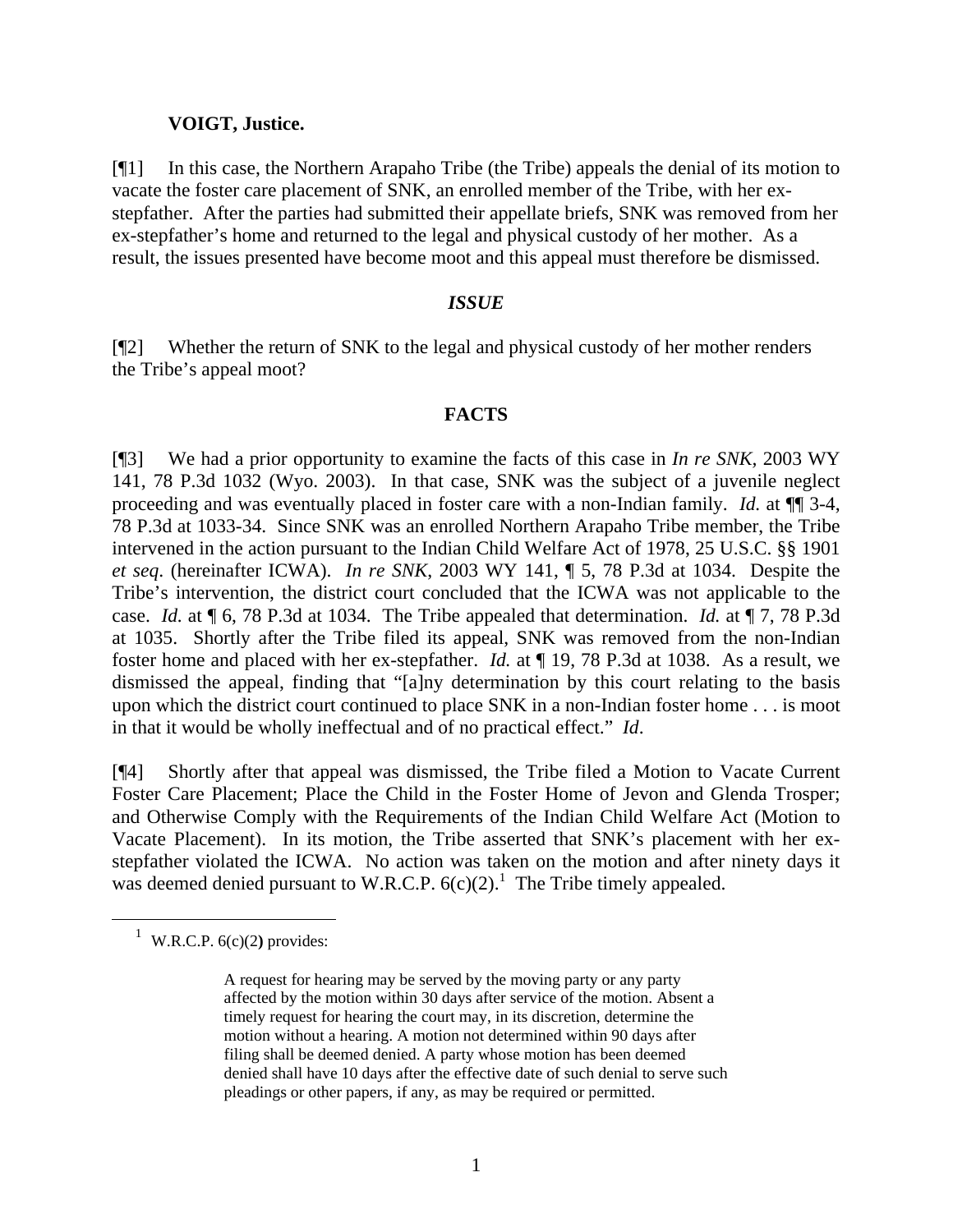**VOIGT, Justice.**

[¶1] In this case, the Northern Arapaho Tribe (the Tribe) appeals the denial of its motion to vacate the foster care placement of SNK, an enrolled member of the Tribe, with her ex-stepfather. After the parties had submitted their appellate briefs, SNK was removed from her ex-stepfather's home and returned to the legal and physical custody of her mother. As a result, the issues presented have become moot and this appeal must therefore be dismissed.

### *ISSUE*

[¶2] Whether the return of SNK to the legal and physical custody of her mother renders the Tribe's appeal moot?

### FACTS

[¶3] We had a prior opportunity to examine the facts of this case in *In re SNK*, 2003 WY 141, 78 P.3d 1032 (Wyo. 2003). In that case, SNK was the subject of a juvenile neglect proceeding and was eventually placed in foster care with a non-Indian family. *Id.* at ¶¶ 3-4, 78 P.3d at 1033-34. Since SNK was an enrolled Northern Arapaho Tribe member, the Tribe intervened in the action pursuant to the Indian Child Welfare Act of 1978, 25 U.S.C. §§ 1901 *et seq*. (hereinafter ICWA). *In re SNK*, 2003 WY 141, ¶ 5, 78 P.3d at 1034. Despite the Tribe's intervention, the district court concluded that the ICWA was not applicable to the case. *Id.* at ¶ 6, 78 P.3d at 1034. The Tribe appealed that determination. *Id.* at ¶ 7, 78 P.3d at 1035. Shortly after the Tribe filed its appeal, SNK was removed from the non-Indian foster home and placed with her ex-stepfather. *Id.* at ¶ 19, 78 P.3d at 1038. As a result, we dismissed the appeal, finding that "[a]ny determination by this court relating to the basis upon which the district court continued to place SNK in a non-Indian foster home . . . is moot in that it would be wholly ineffectual and of no practical effect." *Id*.

[¶4] Shortly after that appeal was dismissed, the Tribe filed a Motion to Vacate Current Foster Care Placement; Place the Child in the Foster Home of Jevon and Glenda Trosper; and Otherwise Comply with the Requirements of the Indian Child Welfare Act (Motion to Vacate Placement). In its motion, the Tribe asserted that SNK's placement with her ex-stepfather violated the ICWA. No action was taken on the motion and after ninety days it was deemed denied pursuant to W.R.C.P. 6(c)(2).[1] The Tribe timely appealed.

---

[1] W.R.C.P. 6(c)(2**)** provides:

> A request for hearing may be served by the moving party or any party affected by the motion within 30 days after service of the motion. Absent a timely request for hearing the court may, in its discretion, determine the motion without a hearing. A motion not determined within 90 days after filing shall be deemed denied. A party whose motion has been deemed denied shall have 10 days after the effective date of such denial to serve such pleadings or other papers, if any, as may be required or permitted.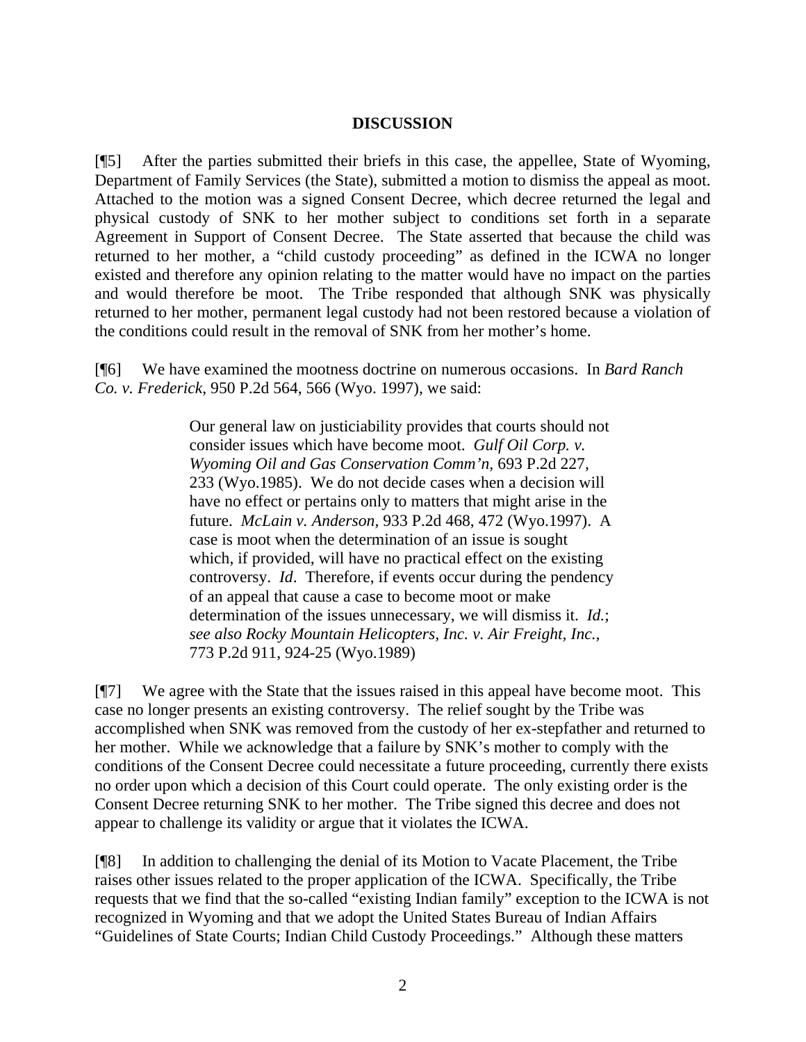## DISCUSSION

[¶5] After the parties submitted their briefs in this case, the appellee, State of Wyoming, Department of Family Services (the State), submitted a motion to dismiss the appeal as moot. Attached to the motion was a signed Consent Decree, which decree returned the legal and physical custody of SNK to her mother subject to conditions set forth in a separate Agreement in Support of Consent Decree. The State asserted that because the child was returned to her mother, a "child custody proceeding" as defined in the ICWA no longer existed and therefore any opinion relating to the matter would have no impact on the parties and would therefore be moot. The Tribe responded that although SNK was physically returned to her mother, permanent legal custody had not been restored because a violation of the conditions could result in the removal of SNK from her mother's home.

[¶6] We have examined the mootness doctrine on numerous occasions. In *Bard Ranch Co. v. Frederick*, 950 P.2d 564, 566 (Wyo. 1997), we said:

> Our general law on justiciability provides that courts should not consider issues which have become moot. *Gulf Oil Corp. v. Wyoming Oil and Gas Conservation Comm'n*, 693 P.2d 227, 233 (Wyo.1985). We do not decide cases when a decision will have no effect or pertains only to matters that might arise in the future. *McLain v. Anderson*, 933 P.2d 468, 472 (Wyo.1997). A case is moot when the determination of an issue is sought which, if provided, will have no practical effect on the existing controversy. *Id*. Therefore, if events occur during the pendency of an appeal that cause a case to become moot or make determination of the issues unnecessary, we will dismiss it. *Id.*; *see also Rocky Mountain Helicopters, Inc. v. Air Freight, Inc.*, 773 P.2d 911, 924-25 (Wyo.1989)

[¶7] We agree with the State that the issues raised in this appeal have become moot. This case no longer presents an existing controversy. The relief sought by the Tribe was accomplished when SNK was removed from the custody of her ex-stepfather and returned to her mother. While we acknowledge that a failure by SNK's mother to comply with the conditions of the Consent Decree could necessitate a future proceeding, currently there exists no order upon which a decision of this Court could operate. The only existing order is the Consent Decree returning SNK to her mother. The Tribe signed this decree and does not appear to challenge its validity or argue that it violates the ICWA.

[¶8] In addition to challenging the denial of its Motion to Vacate Placement, the Tribe raises other issues related to the proper application of the ICWA. Specifically, the Tribe requests that we find that the so-called "existing Indian family" exception to the ICWA is not recognized in Wyoming and that we adopt the United States Bureau of Indian Affairs "Guidelines of State Courts; Indian Child Custody Proceedings." Although these matters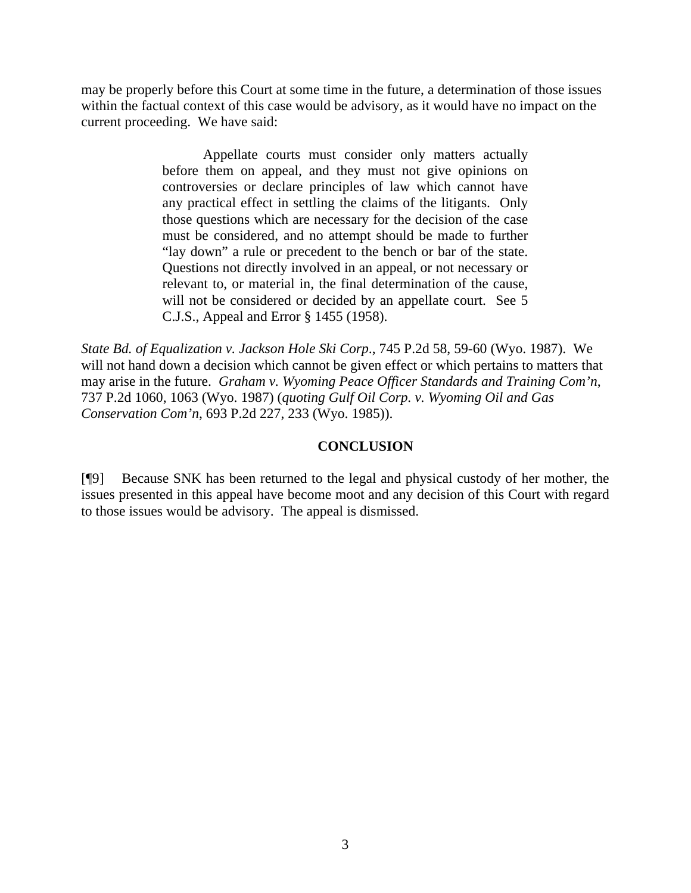may be properly before this Court at some time in the future, a determination of those issues within the factual context of this case would be advisory, as it would have no impact on the current proceeding. We have said:

> Appellate courts must consider only matters actually before them on appeal, and they must not give opinions on controversies or declare principles of law which cannot have any practical effect in settling the claims of the litigants. Only those questions which are necessary for the decision of the case must be considered, and no attempt should be made to further "lay down" a rule or precedent to the bench or bar of the state. Questions not directly involved in an appeal, or not necessary or relevant to, or material in, the final determination of the cause, will not be considered or decided by an appellate court. See 5 C.J.S., Appeal and Error § 1455 (1958).

*State Bd. of Equalization v. Jackson Hole Ski Corp*., 745 P.2d 58, 59-60 (Wyo. 1987). We will not hand down a decision which cannot be given effect or which pertains to matters that may arise in the future. *Graham v. Wyoming Peace Officer Standards and Training Com'n*, 737 P.2d 1060, 1063 (Wyo. 1987) (*quoting Gulf Oil Corp. v. Wyoming Oil and Gas Conservation Com'n*, 693 P.2d 227, 233 (Wyo. 1985)).

## CONCLUSION

[¶9] Because SNK has been returned to the legal and physical custody of her mother, the issues presented in this appeal have become moot and any decision of this Court with regard to those issues would be advisory. The appeal is dismissed.